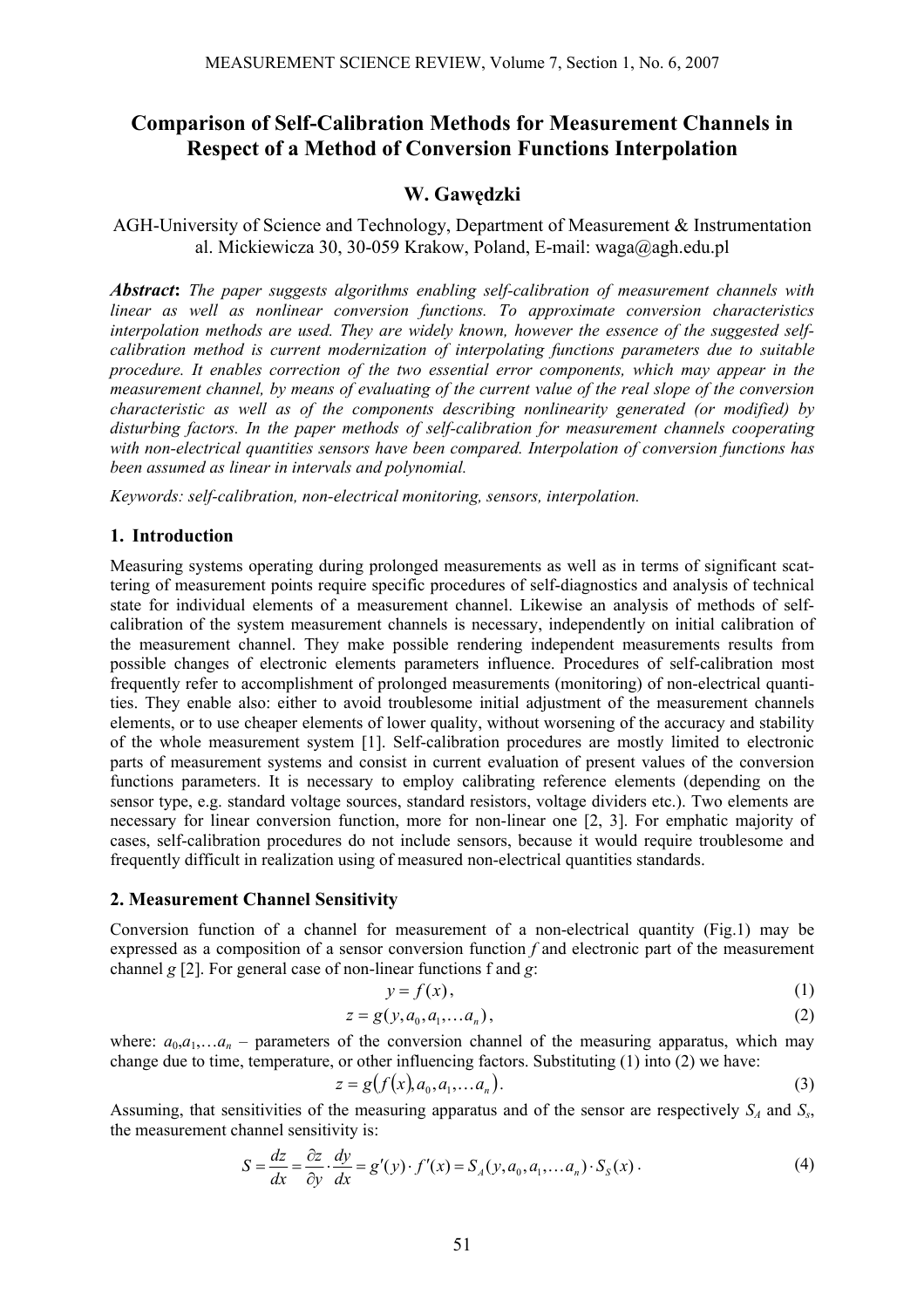# Comparison of Self-Calibration Methods for Measurement Channels in Respect of a Method of Conversion Functions Interpolation

## W. Gawędzki

AGH-University of Science and Technology, Department of Measurement & Instrumentation
al. Mickiewicza 30, 30-059 Krakow, Poland, E-mail: waga@agh.edu.pl

***Abstract*:** *The paper suggests algorithms enabling self-calibration of measurement channels with linear as well as nonlinear conversion functions. To approximate conversion characteristics interpolation methods are used. They are widely known, however the essence of the suggested self-calibration method is current modernization of interpolating functions parameters due to suitable procedure. It enables correction of the two essential error components, which may appear in the measurement channel, by means of evaluating of the current value of the real slope of the conversion characteristic as well as of the components describing nonlinearity generated (or modified) by disturbing factors. In the paper methods of self-calibration for measurement channels cooperating with non-electrical quantities sensors have been compared. Interpolation of conversion functions has been assumed as linear in intervals and polynomial.*

*Keywords: self-calibration, non-electrical monitoring, sensors, interpolation.*

## 1. Introduction

Measuring systems operating during prolonged measurements as well as in terms of significant scattering of measurement points require specific procedures of self-diagnostics and analysis of technical state for individual elements of a measurement channel. Likewise an analysis of methods of self-calibration of the system measurement channels is necessary, independently on initial calibration of the measurement channel. They make possible rendering independent measurements results from possible changes of electronic elements parameters influence. Procedures of self-calibration most frequently refer to accomplishment of prolonged measurements (monitoring) of non-electrical quantities. They enable also: either to avoid troublesome initial adjustment of the measurement channels elements, or to use cheaper elements of lower quality, without worsening of the accuracy and stability of the whole measurement system [1]. Self-calibration procedures are mostly limited to electronic parts of measurement systems and consist in current evaluation of present values of the conversion functions parameters. It is necessary to employ calibrating reference elements (depending on the sensor type, e.g. standard voltage sources, standard resistors, voltage dividers etc.). Two elements are necessary for linear conversion function, more for non-linear one [2, 3]. For emphatic majority of cases, self-calibration procedures do not include sensors, because it would require troublesome and frequently difficult in realization using of measured non-electrical quantities standards.

## 2. Measurement Channel Sensitivity

Conversion function of a channel for measurement of a non-electrical quantity (Fig.1) may be expressed as a composition of a sensor conversion function $f$ and electronic part of the measurement channel $g$ [2]. For general case of non-linear functions f and $g$:

$$y = f(x), \tag{1}$$

$$z = g(y, a_0, a_1, \ldots a_n), \tag{2}$$

where: $a_0, a_1, \ldots a_n$ – parameters of the conversion channel of the measuring apparatus, which may change due to time, temperature, or other influencing factors. Substituting (1) into (2) we have:

$$z = g(f(x), a_0, a_1, \ldots a_n). \tag{3}$$

Assuming, that sensitivities of the measuring apparatus and of the sensor are respectively $S_A$ and $S_s$, the measurement channel sensitivity is:

$$S = \frac{dz}{dx} = \frac{\partial z}{\partial y} \cdot \frac{dy}{dx} = g'(y) \cdot f'(x) = S_A(y, a_0, a_1, \ldots a_n) \cdot S_S(x). \tag{4}$$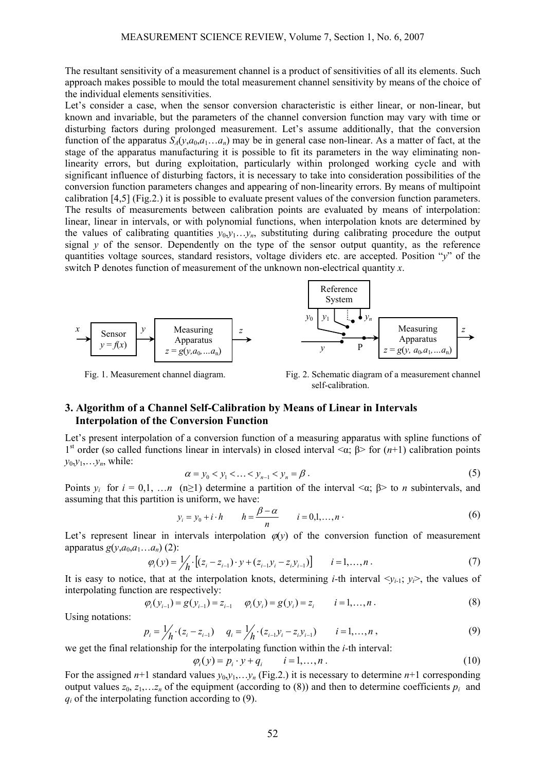The resultant sensitivity of a measurement channel is a product of sensitivities of all its elements. Such approach makes possible to mould the total measurement channel sensitivity by means of the choice of the individual elements sensitivities.

Let's consider a case, when the sensor conversion characteristic is either linear, or non-linear, but known and invariable, but the parameters of the channel conversion function may vary with time or disturbing factors during prolonged measurement. Let's assume additionally, that the conversion function of the apparatus $S_A(y,a_0,a_1…a_n)$ may be in general case non-linear. As a matter of fact, at the stage of the apparatus manufacturing it is possible to fit its parameters in the way eliminating non-linearity errors, but during exploitation, particularly within prolonged working cycle and with significant influence of disturbing factors, it is necessary to take into consideration possibilities of the conversion function parameters changes and appearing of non-linearity errors. By means of multipoint calibration [4,5] (Fig.2.) it is possible to evaluate present values of the conversion function parameters. The results of measurements between calibration points are evaluated by means of interpolation: linear, linear in intervals, or with polynomial functions, when interpolation knots are determined by the values of calibrating quantities $y_0,y_1…y_n$, substituting during calibrating procedure the output signal $y$ of the sensor. Dependently on the type of the sensor output quantity, as the reference quantities voltage sources, standard resistors, voltage dividers etc. are accepted. Position "$y$" of the switch P denotes function of measurement of the unknown non-electrical quantity $x$.

Fig. 1. Measurement channel diagram.

Fig. 2. Schematic diagram of a measurement channel self-calibration.

## 3. Algorithm of a Channel Self-Calibration by Means of Linear in Intervals Interpolation of the Conversion Function

Let's present interpolation of a conversion function of a measuring apparatus with spline functions of 1st order (so called functions linear in intervals) in closed interval <α; β> for $(n+1)$ calibration points $y_0,y_1,…y_n$, while:

$$\alpha = y_0 < y_1 < \ldots < y_{n-1} < y_n = \beta \, . \tag{5}$$

Points $y_i$ for $i = 0,1, \ldots n$ $(n \geq 1)$ determine a partition of the interval <α; β> to $n$ subintervals, and assuming that this partition is uniform, we have:

$$y_i = y_0 + i \cdot h \qquad h = \frac{\beta - \alpha}{n} \qquad i = 0,1,\ldots,n \, . \tag{6}$$

Let's represent linear in intervals interpolation $\varphi(y)$ of the conversion function of measurement apparatus $g(y,a_0,a_1…a_n)$ (2):

$$\varphi_i(y) = \frac{1}{h} \cdot \left[ (z_i - z_{i-1}) \cdot y + (z_{i-1} y_i - z_i y_{i-1}) \right] \qquad i = 1,\ldots,n \, . \tag{7}$$

It is easy to notice, that at the interpolation knots, determining $i$-th interval $<y_{i-1}; y_i>$, the values of interpolating function are respectively:

$$\varphi_i(y_{i-1}) = g(y_{i-1}) = z_{i-1} \qquad \varphi_i(y_i) = g(y_i) = z_i \qquad i = 1,\ldots,n \, . \tag{8}$$

Using notations:

$$p_i = \frac{1}{h} \cdot (z_i - z_{i-1}) \qquad q_i = \frac{1}{h} \cdot (z_{i-1} y_i - z_i y_{i-1}) \qquad i = 1,\ldots,n \, , \tag{9}$$

we get the final relationship for the interpolating function within the $i$-th interval:

$$\varphi_i(y) = p_i \cdot y + q_i \qquad i = 1,\ldots,n \, . \tag{10}$$

For the assigned $n+1$ standard values $y_0,y_1,…y_n$ (Fig.2.) it is necessary to determine $n+1$ corresponding output values $z_0, z_1,…z_n$ of the equipment (according to (8)) and then to determine coefficients $p_i$ and $q_i$ of the interpolating function according to (9).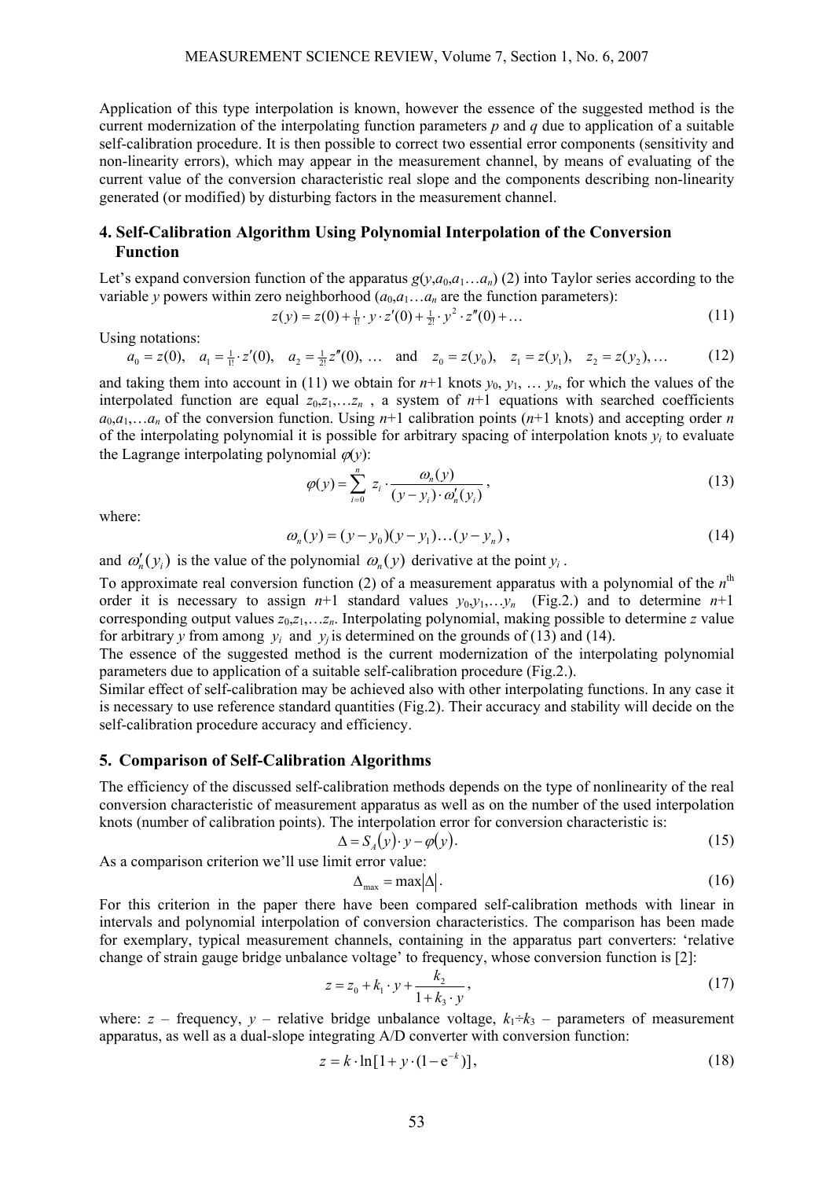Application of this type interpolation is known, however the essence of the suggested method is the current modernization of the interpolating function parameters $p$ and $q$ due to application of a suitable self-calibration procedure. It is then possible to correct two essential error components (sensitivity and non-linearity errors), which may appear in the measurement channel, by means of evaluating of the current value of the conversion characteristic real slope and the components describing non-linearity generated (or modified) by disturbing factors in the measurement channel.

## 4. Self-Calibration Algorithm Using Polynomial Interpolation of the Conversion Function

Let's expand conversion function of the apparatus $g(y, a_0, a_1 \ldots a_n)$ (2) into Taylor series according to the variable $y$ powers within zero neighborhood ($a_0, a_1 \ldots a_n$ are the function parameters):

$$z(y) = z(0) + \tfrac{1}{1!} \cdot y \cdot z'(0) + \tfrac{1}{2!} \cdot y^2 \cdot z''(0) + \ldots \tag{11}$$

Using notations:

$$a_0 = z(0), \quad a_1 = \tfrac{1}{1!} \cdot z'(0), \quad a_2 = \tfrac{1}{2!} z''(0), \; \ldots \quad \text{and} \quad z_0 = z(y_0), \quad z_1 = z(y_1), \quad z_2 = z(y_2), \ldots \tag{12}$$

and taking them into account in (11) we obtain for $n$+1 knots $y_0, y_1, \ldots y_n$, for which the values of the interpolated function are equal $z_0, z_1, \ldots z_n$ , a system of $n$+1 equations with searched coefficients $a_0, a_1, \ldots a_n$ of the conversion function. Using $n$+1 calibration points ($n$+1 knots) and accepting order $n$ of the interpolating polynomial it is possible for arbitrary spacing of interpolation knots $y_i$ to evaluate the Lagrange interpolating polynomial $\varphi(y)$:

$$\varphi(y) = \sum_{i=0}^{n} z_i \cdot \frac{\omega_n(y)}{(y - y_i) \cdot \omega_n'(y_i)}, \tag{13}$$

where:

$$\omega_n(y) = (y - y_0)(y - y_1) \ldots (y - y_n), \tag{14}$$

and $\omega_n'(y_i)$ is the value of the polynomial $\omega_n(y)$ derivative at the point $y_i$ .

To approximate real conversion function (2) of a measurement apparatus with a polynomial of the $n^{\text{th}}$ order it is necessary to assign $n$+1 standard values $y_0, y_1, \ldots y_n$ (Fig.2.) and to determine $n$+1 corresponding output values $z_0, z_1, \ldots z_n$. Interpolating polynomial, making possible to determine $z$ value for arbitrary $y$ from among $y_i$ and $y_j$ is determined on the grounds of (13) and (14).

The essence of the suggested method is the current modernization of the interpolating polynomial parameters due to application of a suitable self-calibration procedure (Fig.2.).

Similar effect of self-calibration may be achieved also with other interpolating functions. In any case it is necessary to use reference standard quantities (Fig.2). Their accuracy and stability will decide on the self-calibration procedure accuracy and efficiency.

## 5. Comparison of Self-Calibration Algorithms

The efficiency of the discussed self-calibration methods depends on the type of nonlinearity of the real conversion characteristic of measurement apparatus as well as on the number of the used interpolation knots (number of calibration points). The interpolation error for conversion characteristic is:

$$\Delta = S_A(y) \cdot y - \varphi(y). \tag{15}$$

As a comparison criterion we'll use limit error value:

$$\Delta_{\max} = \max|\Delta|. \tag{16}$$

For this criterion in the paper there have been compared self-calibration methods with linear in intervals and polynomial interpolation of conversion characteristics. The comparison has been made for exemplary, typical measurement channels, containing in the apparatus part converters: 'relative change of strain gauge bridge unbalance voltage' to frequency, whose conversion function is [2]:

$$z = z_0 + k_1 \cdot y + \frac{k_2}{1 + k_3 \cdot y}, \tag{17}$$

where: $z$ – frequency, $y$ – relative bridge unbalance voltage, $k_1 \div k_3$ – parameters of measurement apparatus, as well as a dual-slope integrating A/D converter with conversion function:

$$z = k \cdot \ln[1 + y \cdot (1 - \mathrm{e}^{-k})], \tag{18}$$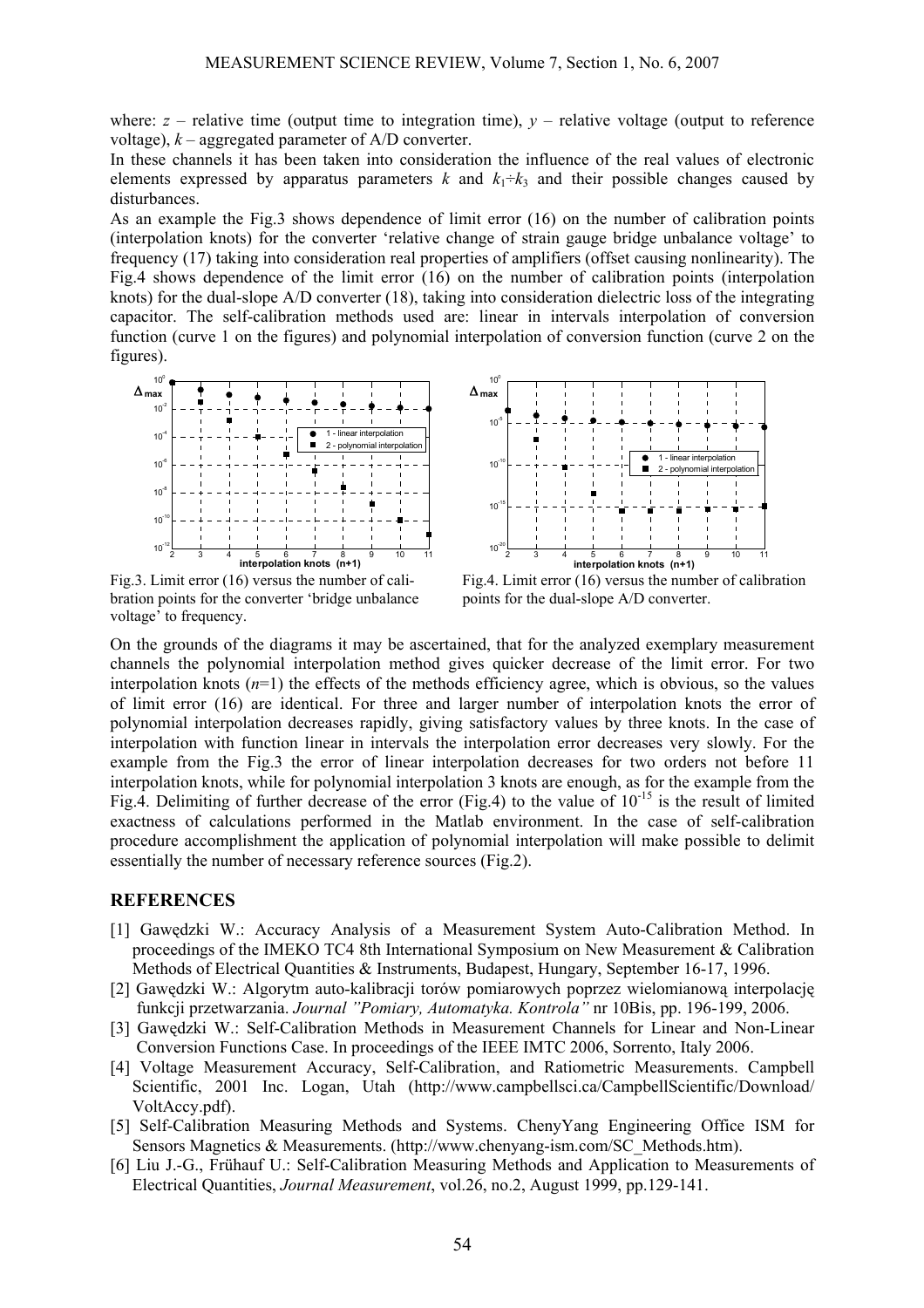where: $z$ – relative time (output time to integration time), $y$ – relative voltage (output to reference voltage), $k$ – aggregated parameter of A/D converter.

In these channels it has been taken into consideration the influence of the real values of electronic elements expressed by apparatus parameters $k$ and $k_1 \div k_3$ and their possible changes caused by disturbances.

As an example the Fig.3 shows dependence of limit error (16) on the number of calibration points (interpolation knots) for the converter 'relative change of strain gauge bridge unbalance voltage' to frequency (17) taking into consideration real properties of amplifiers (offset causing nonlinearity). The Fig.4 shows dependence of the limit error (16) on the number of calibration points (interpolation knots) for the dual-slope A/D converter (18), taking into consideration dielectric loss of the integrating capacitor. The self-calibration methods used are: linear in intervals interpolation of conversion function (curve 1 on the figures) and polynomial interpolation of conversion function (curve 2 on the figures).

$\Delta_{max}$

$10^0$ $10^{-2}$ $10^{-4}$ $10^{-6}$ $10^{-8}$ $10^{-10}$ $10^{-12}$

2 3 4 5 6 7 8 9 10 11

interpolation knots (n+1)

1 - linear interpolation

2 - polynomial interpolation

Fig.3. Limit error (16) versus the number of calibration points for the converter 'bridge unbalance voltage' to frequency.

$\Delta_{max}$

$10^0$ $10^{-5}$ $10^{-10}$ $10^{-15}$ $10^{-20}$

2 3 4 5 6 7 8 9 10 11

interpolation knots (n+1)

1 - linear interpolation

2 - polynomial interpolation

Fig.4. Limit error (16) versus the number of calibration points for the dual-slope A/D converter.

On the grounds of the diagrams it may be ascertained, that for the analyzed exemplary measurement channels the polynomial interpolation method gives quicker decrease of the limit error. For two interpolation knots ($n$=1) the effects of the methods efficiency agree, which is obvious, so the values of limit error (16) are identical. For three and larger number of interpolation knots the error of polynomial interpolation decreases rapidly, giving satisfactory values by three knots. In the case of interpolation with function linear in intervals the interpolation error decreases very slowly. For the example from the Fig.3 the error of linear interpolation decreases for two orders not before 11 interpolation knots, while for polynomial interpolation 3 knots are enough, as for the example from the Fig.4. Delimiting of further decrease of the error (Fig.4) to the value of $10^{-15}$ is the result of limited exactness of calculations performed in the Matlab environment. In the case of self-calibration procedure accomplishment the application of polynomial interpolation will make possible to delimit essentially the number of necessary reference sources (Fig.2).

## REFERENCES

[1] Gawędzki W.: Accuracy Analysis of a Measurement System Auto-Calibration Method. In proceedings of the IMEKO TC4 8th International Symposium on New Measurement & Calibration Methods of Electrical Quantities & Instruments, Budapest, Hungary, September 16-17, 1996.

[2] Gawędzki W.: Algorytm auto-kalibracji torów pomiarowych poprzez wielomianową interpolację funkcji przetwarzania. *Journal "Pomiary, Automatyka. Kontrola"* nr 10Bis, pp. 196-199, 2006.

[3] Gawędzki W.: Self-Calibration Methods in Measurement Channels for Linear and Non-Linear Conversion Functions Case. In proceedings of the IEEE IMTC 2006, Sorrento, Italy 2006.

[4] Voltage Measurement Accuracy, Self-Calibration, and Ratiometric Measurements. Campbell Scientific, 2001 Inc. Logan, Utah (http://www.campbellsci.ca/CampbellScientific/Download/VoltAccy.pdf).

[5] Self-Calibration Measuring Methods and Systems. ChenyYang Engineering Office ISM for Sensors Magnetics & Measurements. (http://www.chenyang-ism.com/SC_Methods.htm).

[6] Liu J.-G., Frühauf U.: Self-Calibration Measuring Methods and Application to Measurements of Electrical Quantities, *Journal Measurement*, vol.26, no.2, August 1999, pp.129-141.